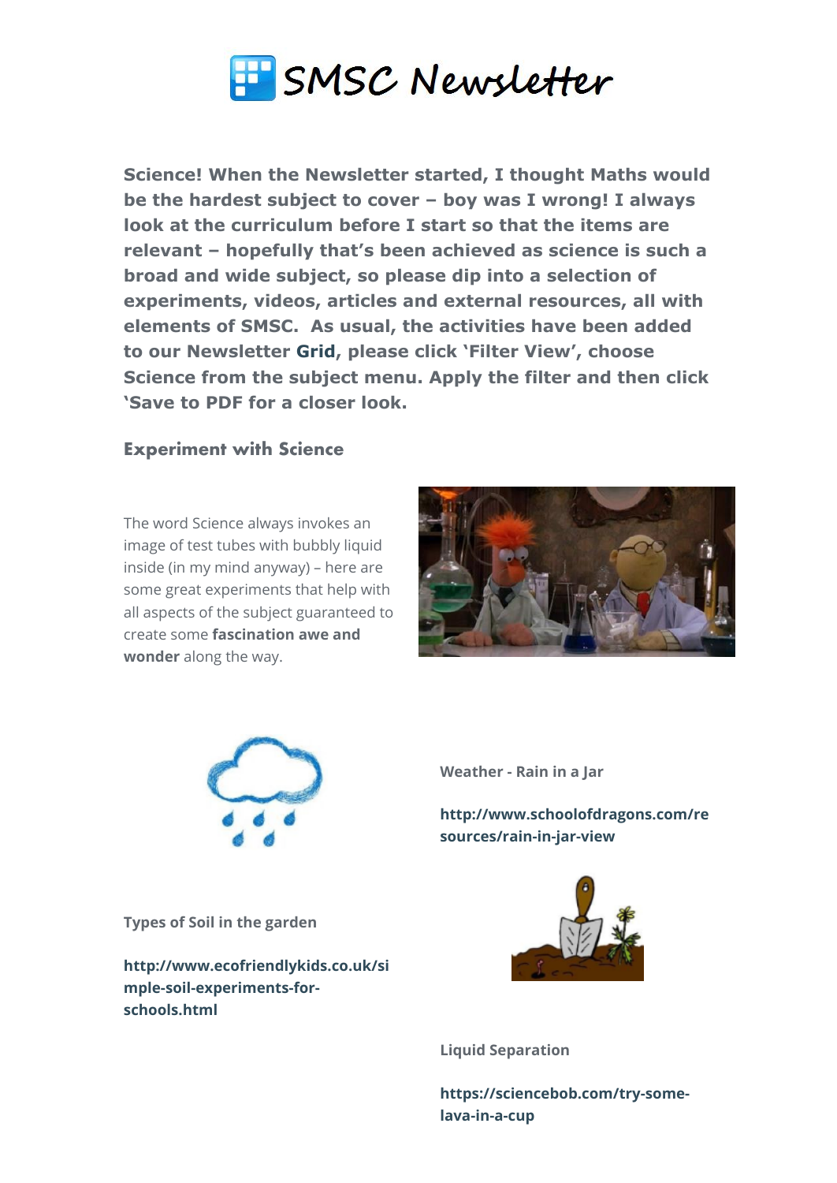# SMSC Newsletter

**Science! When the Newsletter started, I thought Maths would be the hardest subject to cover – boy was I wrong! I always look at the curriculum before I start so that the items are relevant – hopefully that's been achieved as science is such a broad and wide subject, so please dip into a selection of experiments, videos, articles and external resources, all with elements of SMSC. As usual, the activities have been added to our Newsletter Grid, please click 'Filter View', choose Science from the subject menu. Apply the filter and then click 'Save to PDF for a closer look.**

## Experiment with Science

The word Science always invokes an image of test tubes with bubbly liquid inside (in my mind anyway) – here are some great experiments that help with all aspects of the subject guaranteed to create some **fascination awe and wonder** along the way.

**Weather - Rain in a Jar**

**http://www.schoolofdragons.com/resources/rain-in-jar-view**

**Types of Soil in the garden**

**http://www.ecofriendlykids.co.uk/simple-soil-experiments-for-schools.html**

**Liquid Separation**

**https://sciencebob.com/try-some-lava-in-a-cup**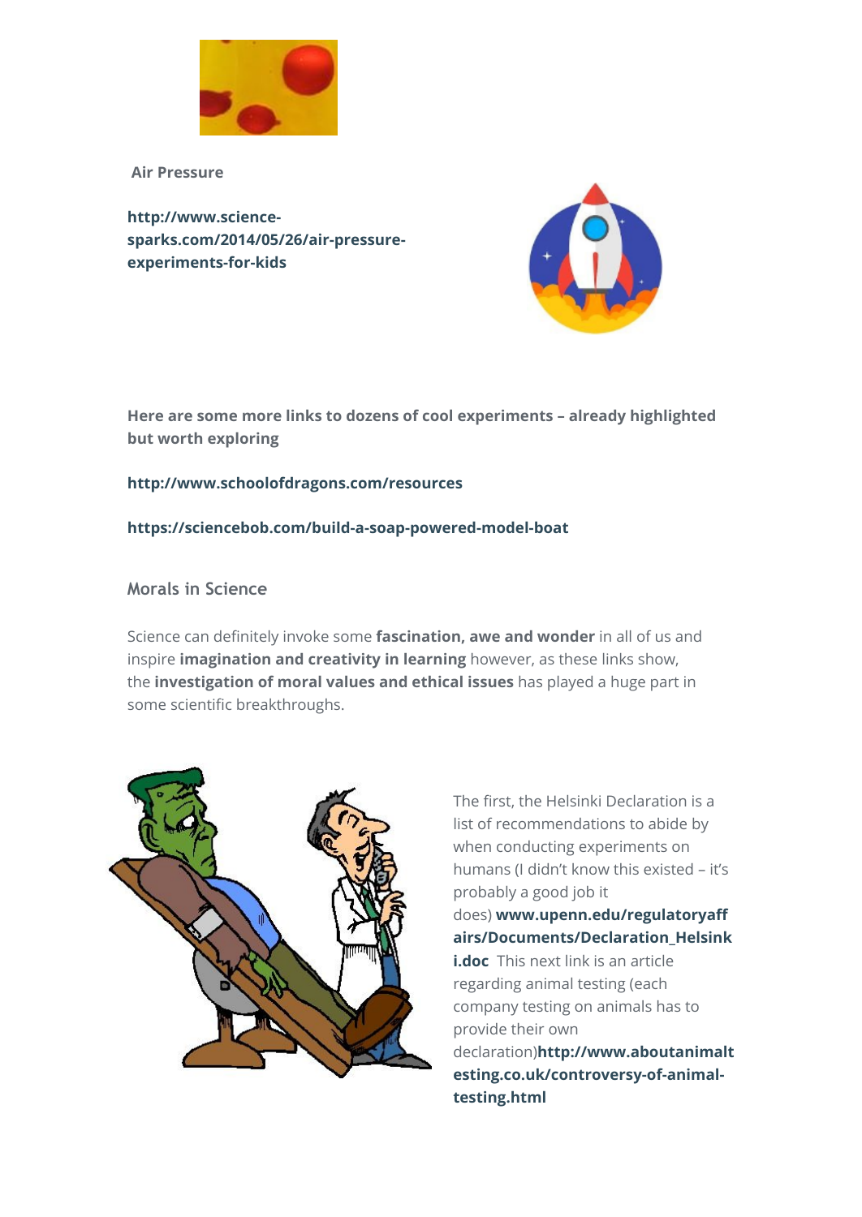**Air Pressure**

**http://www.science-sparks.com/2014/05/26/air-pressure-experiments-for-kids**

**Here are some more links to dozens of cool experiments – already highlighted but worth exploring**

**http://www.schoolofdragons.com/resources**

**https://sciencebob.com/build-a-soap-powered-model-boat**

## Morals in Science

Science can definitely invoke some **fascination, awe and wonder** in all of us and inspire **imagination and creativity in learning** however, as these links show, the **investigation of moral values and ethical issues** has played a huge part in some scientific breakthroughs.

The first, the Helsinki Declaration is a list of recommendations to abide by when conducting experiments on humans (I didn't know this existed – it's probably a good job it does) **www.upenn.edu/regulatoryaffairs/Documents/Declaration_Helsinki.doc** This next link is an article regarding animal testing (each company testing on animals has to provide their own declaration)**http://www.aboutanimaltesting.co.uk/controversy-of-animal-testing.html**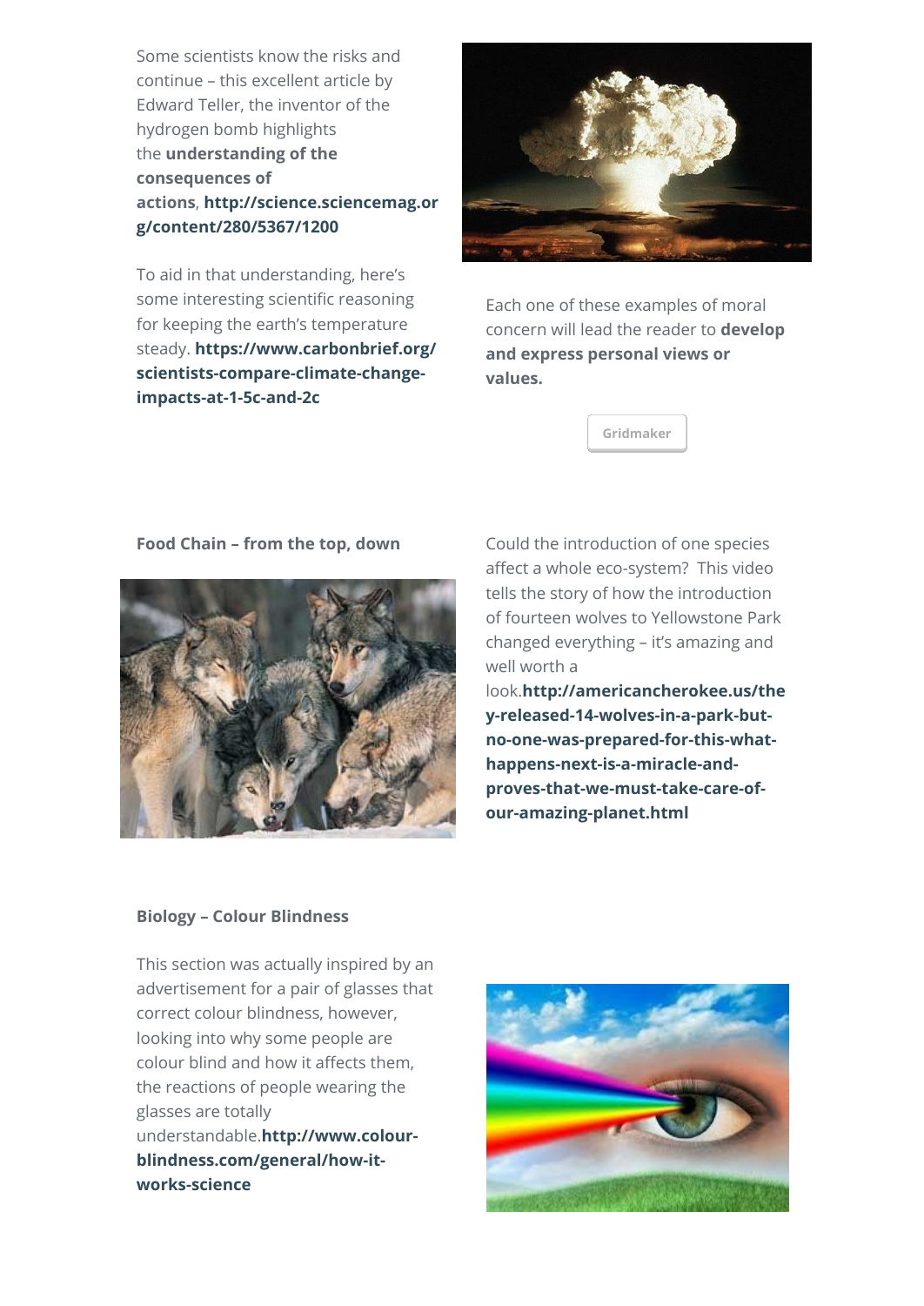Some scientists know the risks and continue – this excellent article by Edward Teller, the inventor of the hydrogen bomb highlights the **understanding of the consequences of actions**, **http://science.sciencemag.org/content/280/5367/1200**

To aid in that understanding, here's some interesting scientific reasoning for keeping the earth's temperature steady. **https://www.carbonbrief.org/scientists-compare-climate-change-impacts-at-1-5c-and-2c**

Each one of these examples of moral concern will lead the reader to **develop and express personal views or values.**

Gridmaker

**Food Chain – from the top, down**

Could the introduction of one species affect a whole eco-system? This video tells the story of how the introduction of fourteen wolves to Yellowstone Park changed everything – it's amazing and well worth a look.**http://americancherokee.us/they-released-14-wolves-in-a-park-but-no-one-was-prepared-for-this-what-happens-next-is-a-miracle-and-proves-that-we-must-take-care-of-our-amazing-planet.html**

**Biology – Colour Blindness**

This section was actually inspired by an advertisement for a pair of glasses that correct colour blindness, however, looking into why some people are colour blind and how it affects them, the reactions of people wearing the glasses are totally understandable.**http://www.colour-blindness.com/general/how-it-works-science**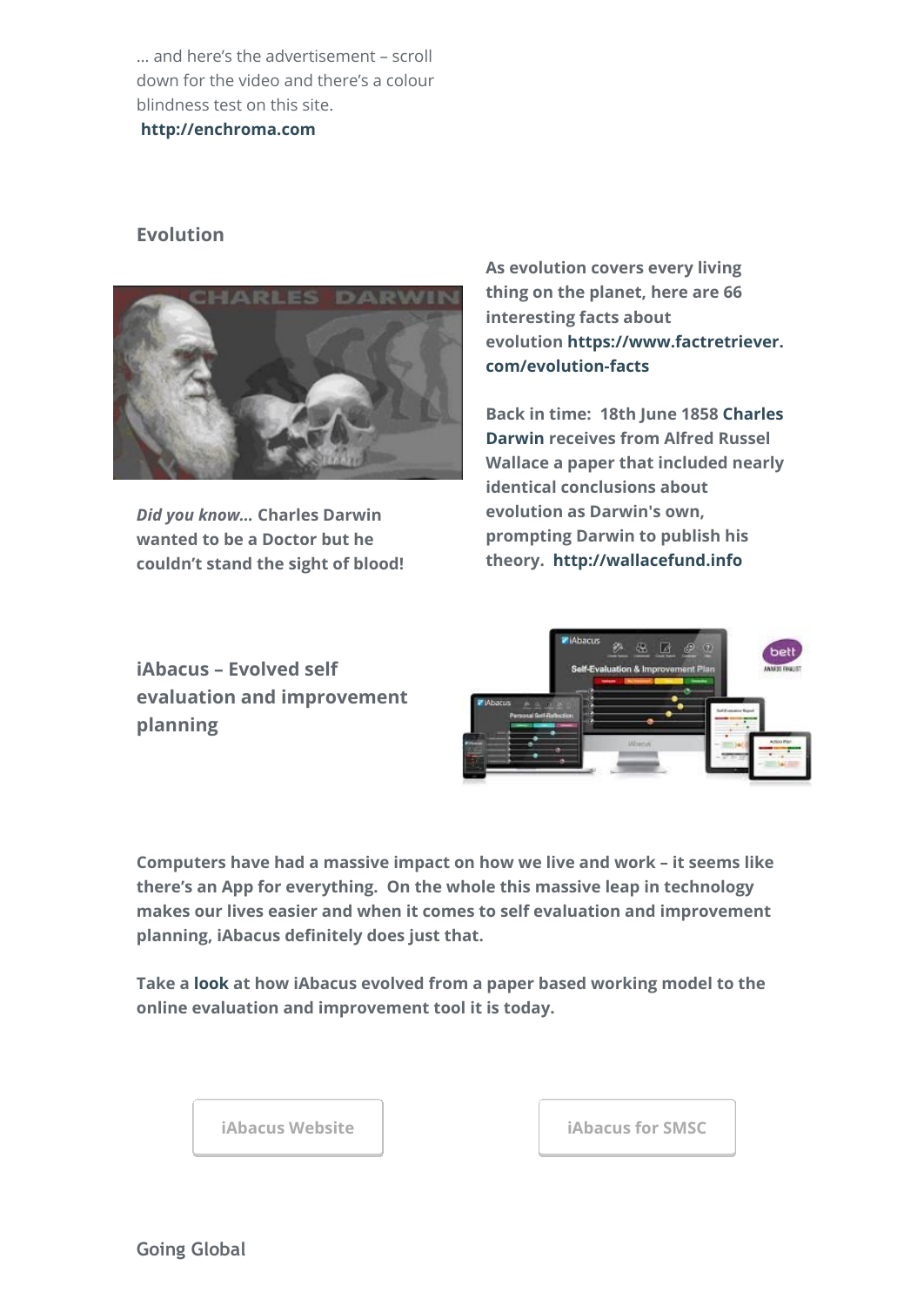… and here's the advertisement – scroll down for the video and there's a colour blindness test on this site.
**http://enchroma.com**

## Evolution

***Did you know…*** **Charles Darwin wanted to be a Doctor but he couldn't stand the sight of blood!**

**As evolution covers every living thing on the planet, here are 66 interesting facts about evolution https://www.factretriever.com/evolution-facts**

**Back in time: 18th June 1858 Charles Darwin receives from Alfred Russel Wallace a paper that included nearly identical conclusions about evolution as Darwin's own, prompting Darwin to publish his theory. http://wallacefund.info**

## iAbacus – Evolved self evaluation and improvement planning

**Computers have had a massive impact on how we live and work – it seems like there's an App for everything. On the whole this massive leap in technology makes our lives easier and when it comes to self evaluation and improvement planning, iAbacus definitely does just that.**

**Take a look at how iAbacus evolved from a paper based working model to the online evaluation and improvement tool it is today.**

iAbacus Website

iAbacus for SMSC

## Going Global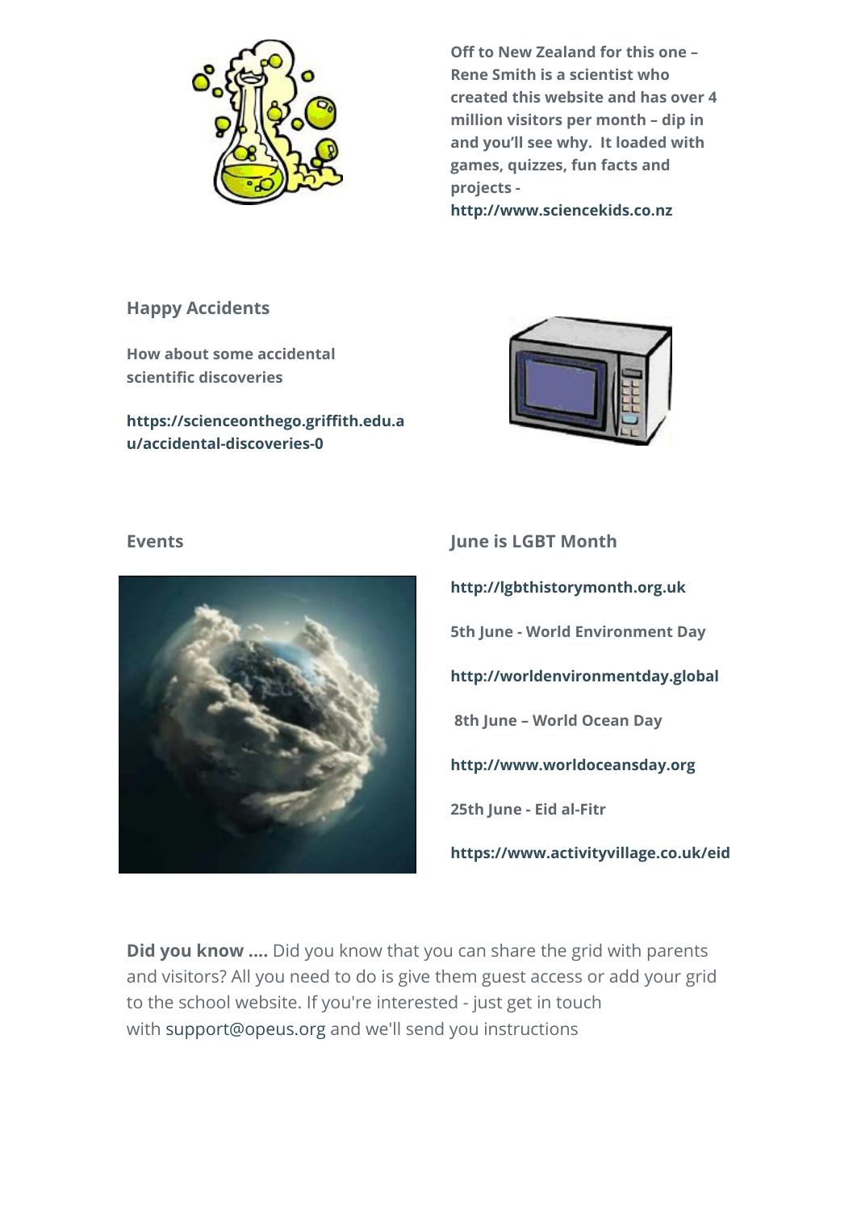**Off to New Zealand for this one – Rene Smith is a scientist who created this website and has over 4 million visitors per month – dip in and you'll see why. It loaded with games, quizzes, fun facts and projects -**
**http://www.sciencekids.co.nz**

## Happy Accidents

**How about some accidental scientific discoveries**

**https://scienceonthego.griffith.edu.au/accidental-discoveries-0**

## Events

## June is LGBT Month

**http://lgbthistorymonth.org.uk**

**5th June - World Environment Day**

**http://worldenvironmentday.global**

**8th June – World Ocean Day**

**http://www.worldoceansday.org**

**25th June - Eid al-Fitr**

**https://www.activityvillage.co.uk/eid**

**Did you know ....** Did you know that you can share the grid with parents and visitors? All you need to do is give them guest access or add your grid to the school website. If you're interested - just get in touch with support@opeus.org and we'll send you instructions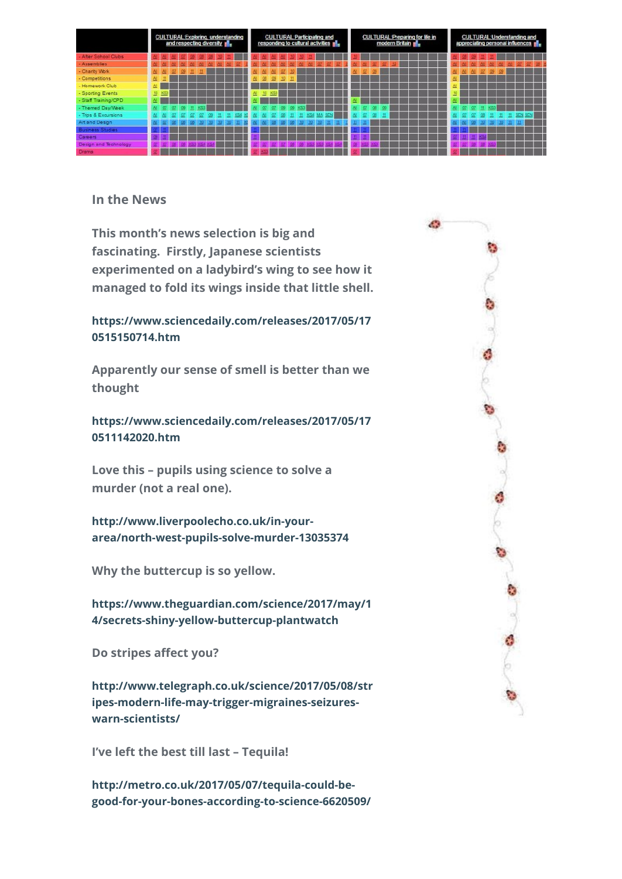| | CULTURAL: Exploring, understanding and respecting diversity | CULTURAL: Participating and responding to cultural activities | CULTURAL: Preparing for life in modern Britain | CULTURAL: Understanding and appreciating personal influences |
|---|---|---|---|---|
| - After School Clubs | All All All 07 08 08 09 10 11 | All All All All 10 10 11 | 11 | All 08 09 11 11 |
| - Assemblies | All All All All All All All All All 07 | All All All All All All All 07 07 07 | All All 07 07 10 | All All All All All All All 07 07 08 |
| - Charity Work | All All 07 09 11 11 | All All All 07 10 | All 07 09 | All All All 07 08 09 |
| - Competitions | All 11 | All 08 09 10 11 | | All |
| - Homework Club | All | | | All |
| - Sporting Events | 10 KS3 | All 10 KS3 | | 10 |
| - Staff Training/CPD | All | All | All | All |
| - Themed Day/Week | All 07 07 09 11 KS3 | All 07 07 09 09 KS3 | All 07 08 09 | All 07 07 11 KS3 |
| - Trips & Excursions | All All 07 07 07 07 09 11 11 KS4 | All All 07 08 11 11 KS4 MA SEN | All 07 08 11 | All 07 07 08 11 11 11 SEN SEN |
| Art and Design | All 07 08 08 09 10 10 10 11 | All All 08 08 08 10 10 10 11 11 | 11 11 | All All 08 10 10 10 11 11 |
| Business Studies | 10 11 | 10 | 11 11 | 11 11 |
| Careers | 09 11 | 11 | 11 11 | 09 11 11 KS4 |
| Design and Technology | 07 07 08 08 KS3 KS4 KS4 | 07 07 07 07 08 08 KS3 KS3 KS3 KS4 | 09 KS3 KS3 | 07 07 08 08 KS3 |
| Drama | 07 | 07 KS3 | 07 | 07 |

### In the News

**This month's news selection is big and fascinating. Firstly, Japanese scientists experimented on a ladybird's wing to see how it managed to fold its wings inside that little shell.**

**https://www.sciencedaily.com/releases/2017/05/170515150714.htm**

**Apparently our sense of smell is better than we thought**

**https://www.sciencedaily.com/releases/2017/05/170511142020.htm**

**Love this – pupils using science to solve a murder (not a real one).**

**http://www.liverpoolecho.co.uk/in-your-area/north-west-pupils-solve-murder-13035374**

**Why the buttercup is so yellow.**

**https://www.theguardian.com/science/2017/may/14/secrets-shiny-yellow-buttercup-plantwatch**

**Do stripes affect you?**

**http://www.telegraph.co.uk/science/2017/05/08/stripes-modern-life-may-trigger-migraines-seizures-warn-scientists/**

**I've left the best till last – Tequila!**

**http://metro.co.uk/2017/05/07/tequila-could-be-good-for-your-bones-according-to-science-6620509/**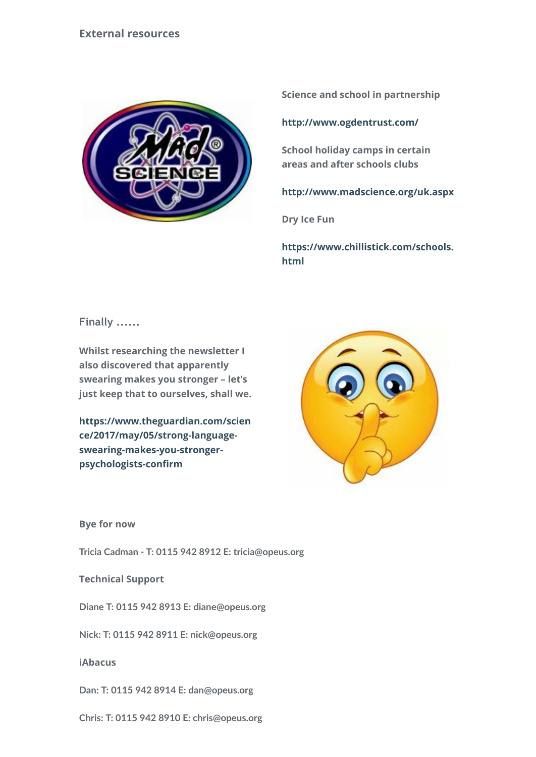## External resources

**Science and school in partnership**

**http://www.ogdentrust.com/**

**School holiday camps in certain areas and after schools clubs**

**http://www.madscience.org/uk.aspx**

**Dry Ice Fun**

**https://www.chillistick.com/schools.html**

## Finally ……

**Whilst researching the newsletter I also discovered that apparently swearing makes you stronger – let's just keep that to ourselves, shall we.**

**https://www.theguardian.com/science/2017/may/05/strong-language-swearing-makes-you-stronger-psychologists-confirm**

**Bye for now**

**Tricia Cadman - T: 0115 942 8912 E: tricia@opeus.org**

**Technical Support**

**Diane T: 0115 942 8913 E: diane@opeus.org**

**Nick: T: 0115 942 8911 E: nick@opeus.org**

**iAbacus**

**Dan: T: 0115 942 8914 E: dan@opeus.org**

**Chris: T: 0115 942 8910 E: chris@opeus.org**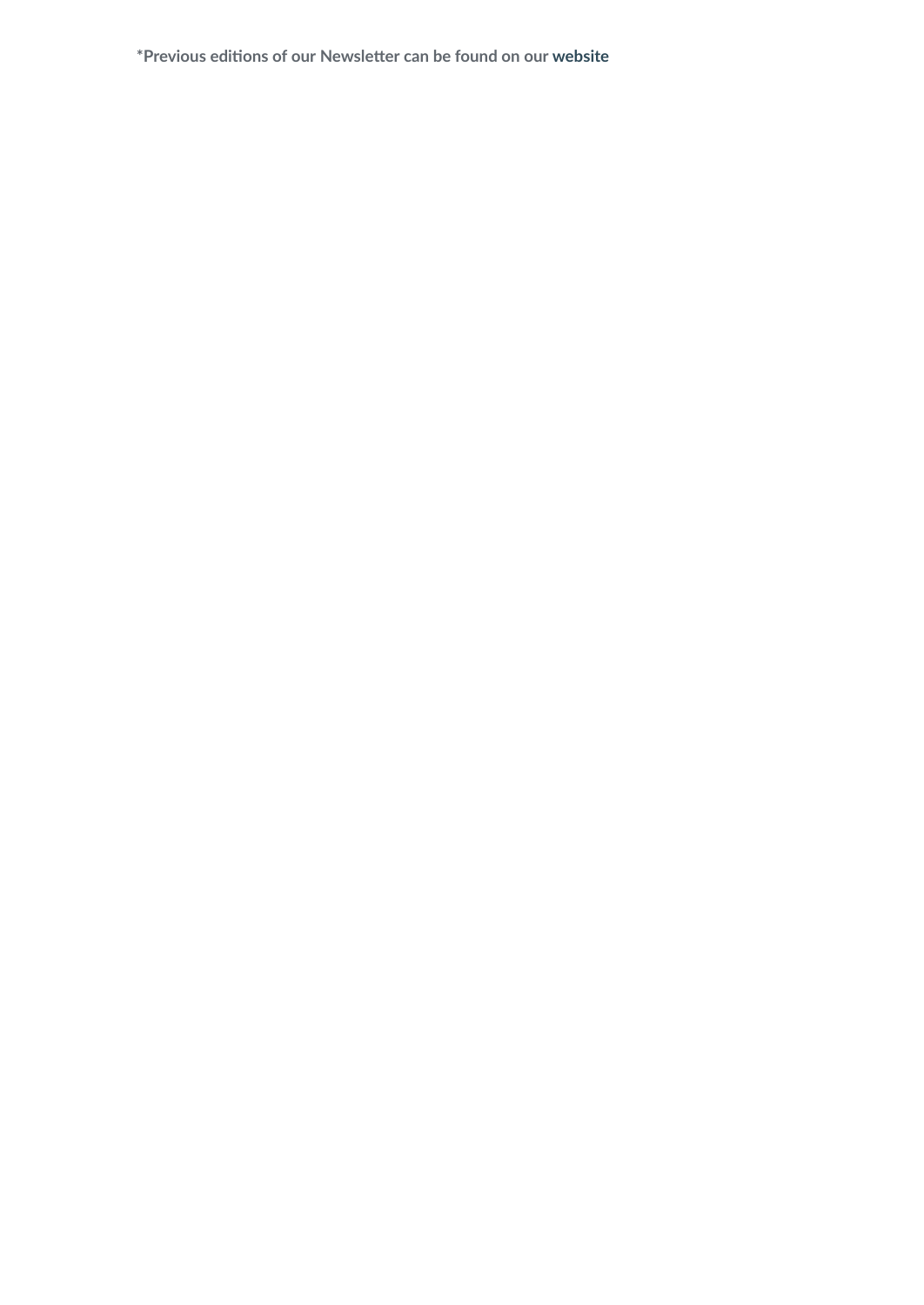*Previous editions of our Newsletter can be found on our **website**